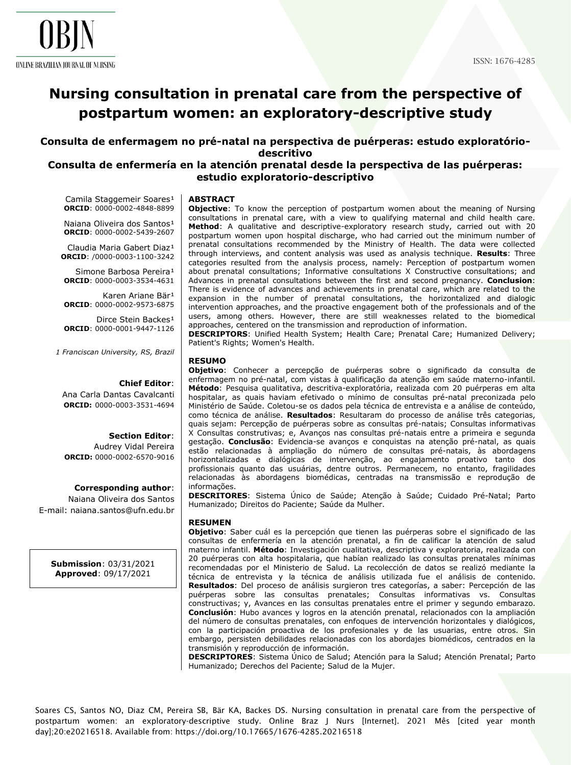OBJN

ONLINE BRAZILIAN JOURNAL OF NURSING

ISSN: 1676-4285

# Nursing consultation in prenatal care from the perspective of postpartum women: an exploratory-descriptive study

## Consulta de enfermagem no pré-natal na perspectiva de puérperas: estudo exploratório-descritivo

## Consulta de enfermería en la atención prenatal desde la perspectiva de las puérperas: estudio exploratorio-descriptivo

Camila Staggemeier Soares[1]
**ORCID**: 0000-0002-4848-8899

Naiana Oliveira dos Santos[1]
**ORCID**: 0000-0002-5439-2607

Claudia Maria Gabert Diaz[1]
**ORCID**: /0000-0003-1100-3242

Simone Barbosa Pereira[1]
**ORCID**: 0000-0003-3534-4631

Karen Ariane Bär[1]
**ORCID**: 0000-0002-9573-6875

Dirce Stein Backes[1]
**ORCID**: 0000-0001-9447-1126

*1 Franciscan University, RS, Brazil*

**Chief Editor**:
Ana Carla Dantas Cavalcanti
**ORCID:** 0000-0003-3531-4694

**Section Editor**:
Audrey Vidal Pereira
**ORCID:** 0000-0002-6570-9016

**Corresponding author**:
Naiana Oliveira dos Santos
E-mail: naiana.santos@ufn.edu.br

**Submission**: 03/31/2021
**Approved**: 09/17/2021

### ABSTRACT

**Objective**: To know the perception of postpartum women about the meaning of Nursing consultations in prenatal care, with a view to qualifying maternal and child health care. **Method**: A qualitative and descriptive-exploratory research study, carried out with 20 postpartum women upon hospital discharge, who had carried out the minimum number of prenatal consultations recommended by the Ministry of Health. The data were collected through interviews, and content analysis was used as analysis technique. **Results**: Three categories resulted from the analysis process, namely: Perception of postpartum women about prenatal consultations; Informative consultations X Constructive consultations; and Advances in prenatal consultations between the first and second pregnancy. **Conclusion**: There is evidence of advances and achievements in prenatal care, which are related to the expansion in the number of prenatal consultations, the horizontalized and dialogic intervention approaches, and the proactive engagement both of the professionals and of the users, among others. However, there are still weaknesses related to the biomedical approaches, centered on the transmission and reproduction of information.

**DESCRIPTORS**: Unified Health System; Health Care; Prenatal Care; Humanized Delivery; Patient's Rights; Women's Health.

### RESUMO

**Objetivo**: Conhecer a percepção de puérperas sobre o significado da consulta de enfermagem no pré-natal, com vistas à qualificação da atenção em saúde materno-infantil. **Método**: Pesquisa qualitativa, descritiva-exploratória, realizada com 20 puérperas em alta hospitalar, as quais haviam efetivado o mínimo de consultas pré-natal preconizada pelo Ministério de Saúde. Coletou-se os dados pela técnica de entrevista e a análise de conteúdo, como técnica de análise. **Resultados**: Resultaram do processo de análise três categorias, quais sejam: Percepção de puérperas sobre as consultas pré-natais; Consultas informativas X Consultas construtivas; e, Avanços nas consultas pré-natais entre a primeira e segunda gestação. **Conclusão**: Evidencia-se avanços e conquistas na atenção pré-natal, as quais estão relacionadas à ampliação do número de consultas pré-natais, às abordagens horizontalizadas e dialógicas de intervenção, ao engajamento proativo tanto dos profissionais quanto das usuárias, dentre outros. Permanecem, no entanto, fragilidades relacionadas às abordagens biomédicas, centradas na transmissão e reprodução de informações.

**DESCRITORES**: Sistema Único de Saúde; Atenção à Saúde; Cuidado Pré-Natal; Parto Humanizado; Direitos do Paciente; Saúde da Mulher.

### RESUMEN

**Objetivo**: Saber cuál es la percepción que tienen las puérperas sobre el significado de las consultas de enfermería en la atención prenatal, a fin de calificar la atención de salud materno infantil. **Método**: Investigación cualitativa, descriptiva y exploratoria, realizada con 20 puérperas con alta hospitalaria, que habían realizado las consultas prenatales mínimas recomendadas por el Ministerio de Salud. La recolección de datos se realizó mediante la técnica de entrevista y la técnica de análisis utilizada fue el análisis de contenido. **Resultados**: Del proceso de análisis surgieron tres categorías, a saber: Percepción de las puérperas sobre las consultas prenatales; Consultas informativas vs. Consultas constructivas; y, Avances en las consultas prenatales entre el primer y segundo embarazo. **Conclusión**: Hubo avances y logros en la atención prenatal, relacionados con la ampliación del número de consultas prenatales, con enfoques de intervención horizontales y dialógicos, con la participación proactiva de los profesionales y de las usuarias, entre otros. Sin embargo, persisten debilidades relacionadas con los abordajes biomédicos, centrados en la transmisión y reproducción de información.

**DESCRIPTORES**: Sistema Único de Salud; Atención para la Salud; Atención Prenatal; Parto Humanizado; Derechos del Paciente; Salud de la Mujer.

Soares CS, Santos NO, Diaz CM, Pereira SB, Bär KA, Backes DS. Nursing consultation in prenatal care from the perspective of postpartum women: an exploratory-descriptive study. Online Braz J Nurs [Internet]. 2021 Mês [cited year month day];20:e20216518. Available from: https://doi.org/10.17665/1676-4285.20216518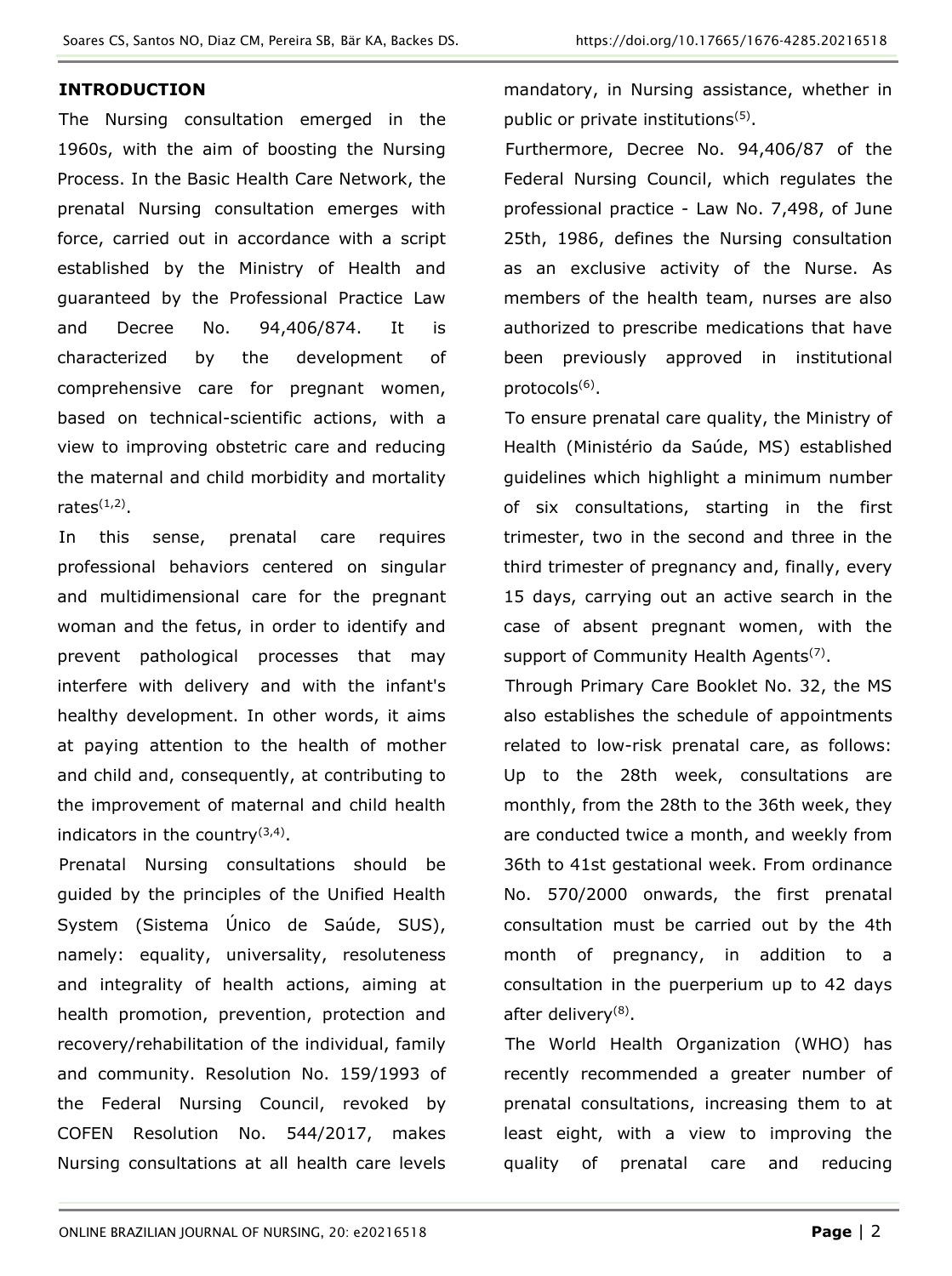## INTRODUCTION

The Nursing consultation emerged in the 1960s, with the aim of boosting the Nursing Process. In the Basic Health Care Network, the prenatal Nursing consultation emerges with force, carried out in accordance with a script established by the Ministry of Health and guaranteed by the Professional Practice Law and Decree No. 94,406/874. It is characterized by the development of comprehensive care for pregnant women, based on technical-scientific actions, with a view to improving obstetric care and reducing the maternal and child morbidity and mortality rates[1,2].

In this sense, prenatal care requires professional behaviors centered on singular and multidimensional care for the pregnant woman and the fetus, in order to identify and prevent pathological processes that may interfere with delivery and with the infant's healthy development. In other words, it aims at paying attention to the health of mother and child and, consequently, at contributing to the improvement of maternal and child health indicators in the country[3,4].

Prenatal Nursing consultations should be guided by the principles of the Unified Health System (Sistema Único de Saúde, SUS), namely: equality, universality, resoluteness and integrality of health actions, aiming at health promotion, prevention, protection and recovery/rehabilitation of the individual, family and community. Resolution No. 159/1993 of the Federal Nursing Council, revoked by COFEN Resolution No. 544/2017, makes Nursing consultations at all health care levels mandatory, in Nursing assistance, whether in public or private institutions[5].

Furthermore, Decree No. 94,406/87 of the Federal Nursing Council, which regulates the professional practice - Law No. 7,498, of June 25th, 1986, defines the Nursing consultation as an exclusive activity of the Nurse. As members of the health team, nurses are also authorized to prescribe medications that have been previously approved in institutional protocols[6].

To ensure prenatal care quality, the Ministry of Health (Ministério da Saúde, MS) established guidelines which highlight a minimum number of six consultations, starting in the first trimester, two in the second and three in the third trimester of pregnancy and, finally, every 15 days, carrying out an active search in the case of absent pregnant women, with the support of Community Health Agents[7].

Through Primary Care Booklet No. 32, the MS also establishes the schedule of appointments related to low-risk prenatal care, as follows: Up to the 28th week, consultations are monthly, from the 28th to the 36th week, they are conducted twice a month, and weekly from 36th to 41st gestational week. From ordinance No. 570/2000 onwards, the first prenatal consultation must be carried out by the 4th month of pregnancy, in addition to a consultation in the puerperium up to 42 days after delivery[8].

The World Health Organization (WHO) has recently recommended a greater number of prenatal consultations, increasing them to at least eight, with a view to improving the quality of prenatal care and reducing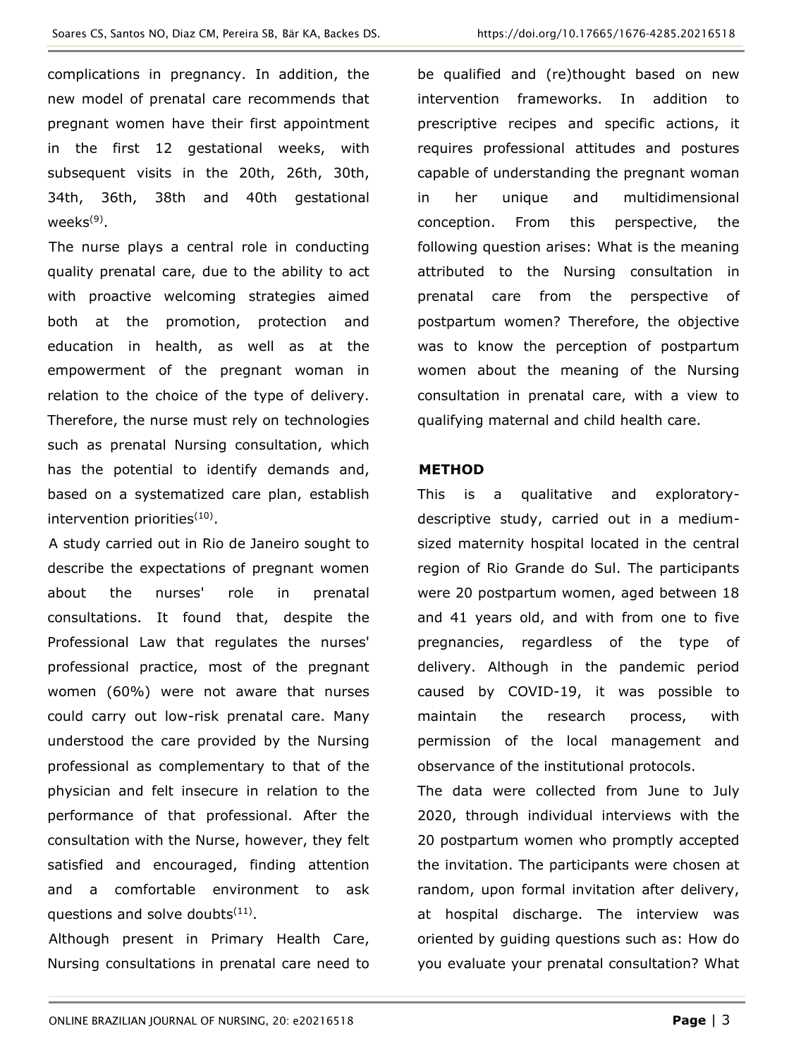complications in pregnancy. In addition, the new model of prenatal care recommends that pregnant women have their first appointment in the first 12 gestational weeks, with subsequent visits in the 20th, 26th, 30th, 34th, 36th, 38th and 40th gestational weeks[9].

The nurse plays a central role in conducting quality prenatal care, due to the ability to act with proactive welcoming strategies aimed both at the promotion, protection and education in health, as well as at the empowerment of the pregnant woman in relation to the choice of the type of delivery. Therefore, the nurse must rely on technologies such as prenatal Nursing consultation, which has the potential to identify demands and, based on a systematized care plan, establish intervention priorities[10].

A study carried out in Rio de Janeiro sought to describe the expectations of pregnant women about the nurses' role in prenatal consultations. It found that, despite the Professional Law that regulates the nurses' professional practice, most of the pregnant women (60%) were not aware that nurses could carry out low-risk prenatal care. Many understood the care provided by the Nursing professional as complementary to that of the physician and felt insecure in relation to the performance of that professional. After the consultation with the Nurse, however, they felt satisfied and encouraged, finding attention and a comfortable environment to ask questions and solve doubts[11].

Although present in Primary Health Care, Nursing consultations in prenatal care need to be qualified and (re)thought based on new intervention frameworks. In addition to prescriptive recipes and specific actions, it requires professional attitudes and postures capable of understanding the pregnant woman in her unique and multidimensional conception. From this perspective, the following question arises: What is the meaning attributed to the Nursing consultation in prenatal care from the perspective of postpartum women? Therefore, the objective was to know the perception of postpartum women about the meaning of the Nursing consultation in prenatal care, with a view to qualifying maternal and child health care.

## METHOD

This is a qualitative and exploratory-descriptive study, carried out in a medium-sized maternity hospital located in the central region of Rio Grande do Sul. The participants were 20 postpartum women, aged between 18 and 41 years old, and with from one to five pregnancies, regardless of the type of delivery. Although in the pandemic period caused by COVID-19, it was possible to maintain the research process, with permission of the local management and observance of the institutional protocols.

The data were collected from June to July 2020, through individual interviews with the 20 postpartum women who promptly accepted the invitation. The participants were chosen at random, upon formal invitation after delivery, at hospital discharge. The interview was oriented by guiding questions such as: How do you evaluate your prenatal consultation? What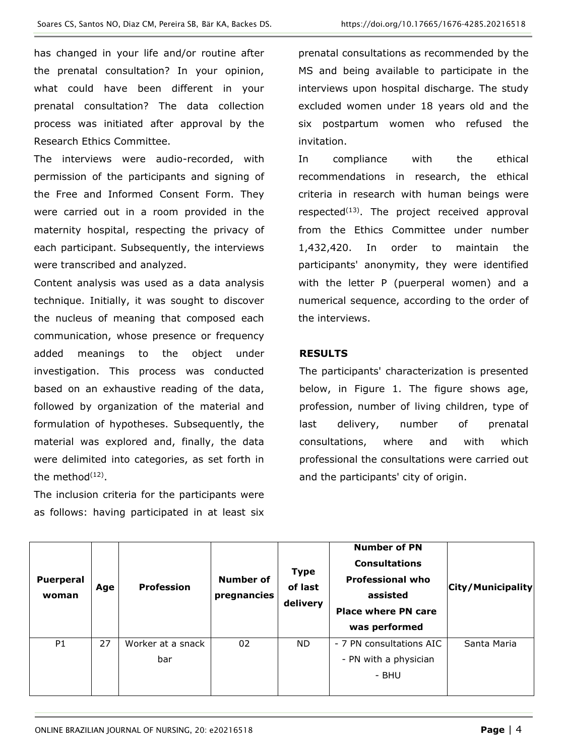has changed in your life and/or routine after the prenatal consultation? In your opinion, what could have been different in your prenatal consultation? The data collection process was initiated after approval by the Research Ethics Committee.

The interviews were audio-recorded, with permission of the participants and signing of the Free and Informed Consent Form. They were carried out in a room provided in the maternity hospital, respecting the privacy of each participant. Subsequently, the interviews were transcribed and analyzed.

Content analysis was used as a data analysis technique. Initially, it was sought to discover the nucleus of meaning that composed each communication, whose presence or frequency added meanings to the object under investigation. This process was conducted based on an exhaustive reading of the data, followed by organization of the material and formulation of hypotheses. Subsequently, the material was explored and, finally, the data were delimited into categories, as set forth in the method[12].

The inclusion criteria for the participants were as follows: having participated in at least six prenatal consultations as recommended by the MS and being available to participate in the interviews upon hospital discharge. The study excluded women under 18 years old and the six postpartum women who refused the invitation.

In compliance with the ethical recommendations in research, the ethical criteria in research with human beings were respected[13]. The project received approval from the Ethics Committee under number 1,432,420. In order to maintain the participants' anonymity, they were identified with the letter P (puerperal women) and a numerical sequence, according to the order of the interviews.

## RESULTS

The participants' characterization is presented below, in Figure 1. The figure shows age, profession, number of living children, type of last delivery, number of prenatal consultations, where and with which professional the consultations were carried out and the participants' city of origin.

| Puerperal woman | Age | Profession | Number of pregnancies | Type of last delivery | Number of PN Consultations<br>Professional who assisted<br>Place where PN care was performed | City/Municipality |
|---|---|---|---|---|---|---|
| P1 | 27 | Worker at a snack bar | 02 | ND | - 7 PN consultations AIC<br>- PN with a physician<br>- BHU | Santa Maria |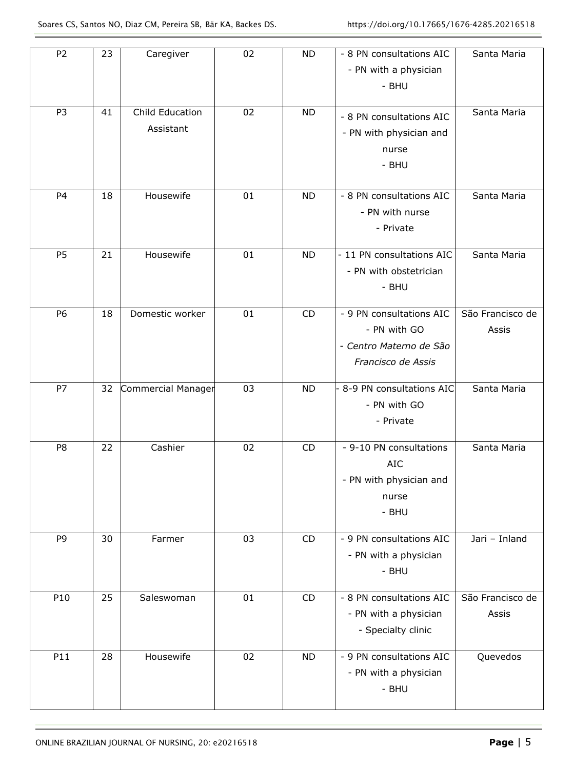| P2 | 23 | Caregiver | 02 | ND | - 8 PN consultations AIC<br>- PN with a physician<br>- BHU | Santa Maria |
|---|---|---|---|---|---|---|
| P3 | 41 | Child Education Assistant | 02 | ND | - 8 PN consultations AIC<br>- PN with physician and nurse<br>- BHU | Santa Maria |
| P4 | 18 | Housewife | 01 | ND | - 8 PN consultations AIC<br>- PN with nurse<br>- Private | Santa Maria |
| P5 | 21 | Housewife | 01 | ND | - 11 PN consultations AIC<br>- PN with obstetrician<br>- BHU | Santa Maria |
| P6 | 18 | Domestic worker | 01 | CD | - 9 PN consultations AIC<br>- PN with GO<br>- *Centro Materno de São Francisco de Assis* | São Francisco de Assis |
| P7 | 32 | Commercial Manager | 03 | ND | - 8-9 PN consultations AIC<br>- PN with GO<br>- Private | Santa Maria |
| P8 | 22 | Cashier | 02 | CD | - 9-10 PN consultations AIC<br>- PN with physician and nurse<br>- BHU | Santa Maria |
| P9 | 30 | Farmer | 03 | CD | - 9 PN consultations AIC<br>- PN with a physician<br>- BHU | Jari – Inland |
| P10 | 25 | Saleswoman | 01 | CD | - 8 PN consultations AIC<br>- PN with a physician<br>- Specialty clinic | São Francisco de Assis |
| P11 | 28 | Housewife | 02 | ND | - 9 PN consultations AIC<br>- PN with a physician<br>- BHU | Quevedos |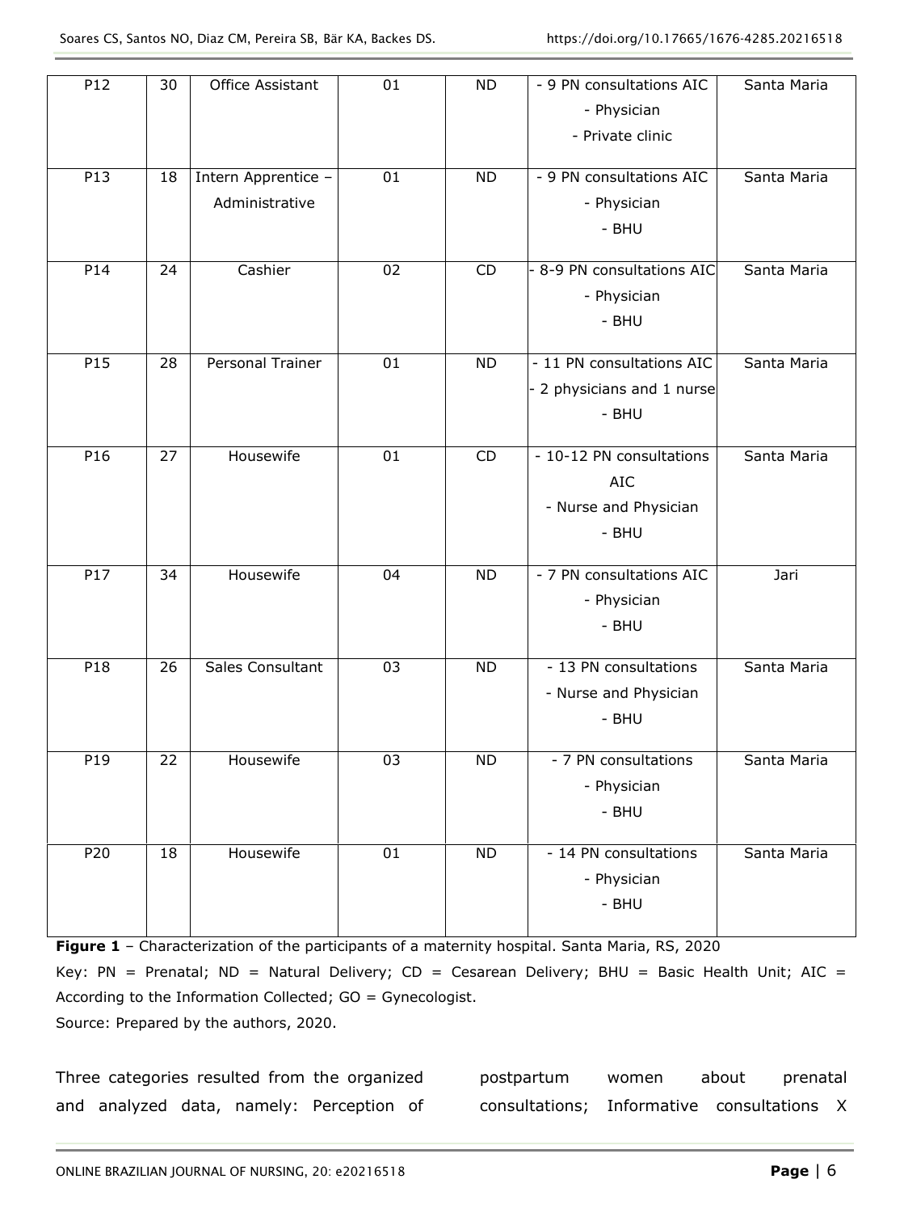| | | | | | | |
|---|---|---|---|---|---|---|
| P12 | 30 | Office Assistant | 01 | ND | - 9 PN consultations AIC<br>- Physician<br>- Private clinic | Santa Maria |
| P13 | 18 | Intern Apprentice – Administrative | 01 | ND | - 9 PN consultations AIC<br>- Physician<br>- BHU | Santa Maria |
| P14 | 24 | Cashier | 02 | CD | - 8-9 PN consultations AIC<br>- Physician<br>- BHU | Santa Maria |
| P15 | 28 | Personal Trainer | 01 | ND | - 11 PN consultations AIC<br>- 2 physicians and 1 nurse<br>- BHU | Santa Maria |
| P16 | 27 | Housewife | 01 | CD | - 10-12 PN consultations AIC<br>- Nurse and Physician<br>- BHU | Santa Maria |
| P17 | 34 | Housewife | 04 | ND | - 7 PN consultations AIC<br>- Physician<br>- BHU | Jari |
| P18 | 26 | Sales Consultant | 03 | ND | - 13 PN consultations<br>- Nurse and Physician<br>- BHU | Santa Maria |
| P19 | 22 | Housewife | 03 | ND | - 7 PN consultations<br>- Physician<br>- BHU | Santa Maria |
| P20 | 18 | Housewife | 01 | ND | - 14 PN consultations<br>- Physician<br>- BHU | Santa Maria |

**Figure 1** – Characterization of the participants of a maternity hospital. Santa Maria, RS, 2020

Key: PN = Prenatal; ND = Natural Delivery; CD = Cesarean Delivery; BHU = Basic Health Unit; AIC = According to the Information Collected; GO = Gynecologist.

Source: Prepared by the authors, 2020.

Three categories resulted from the organized and analyzed data, namely: Perception of postpartum women about prenatal consultations; Informative consultations X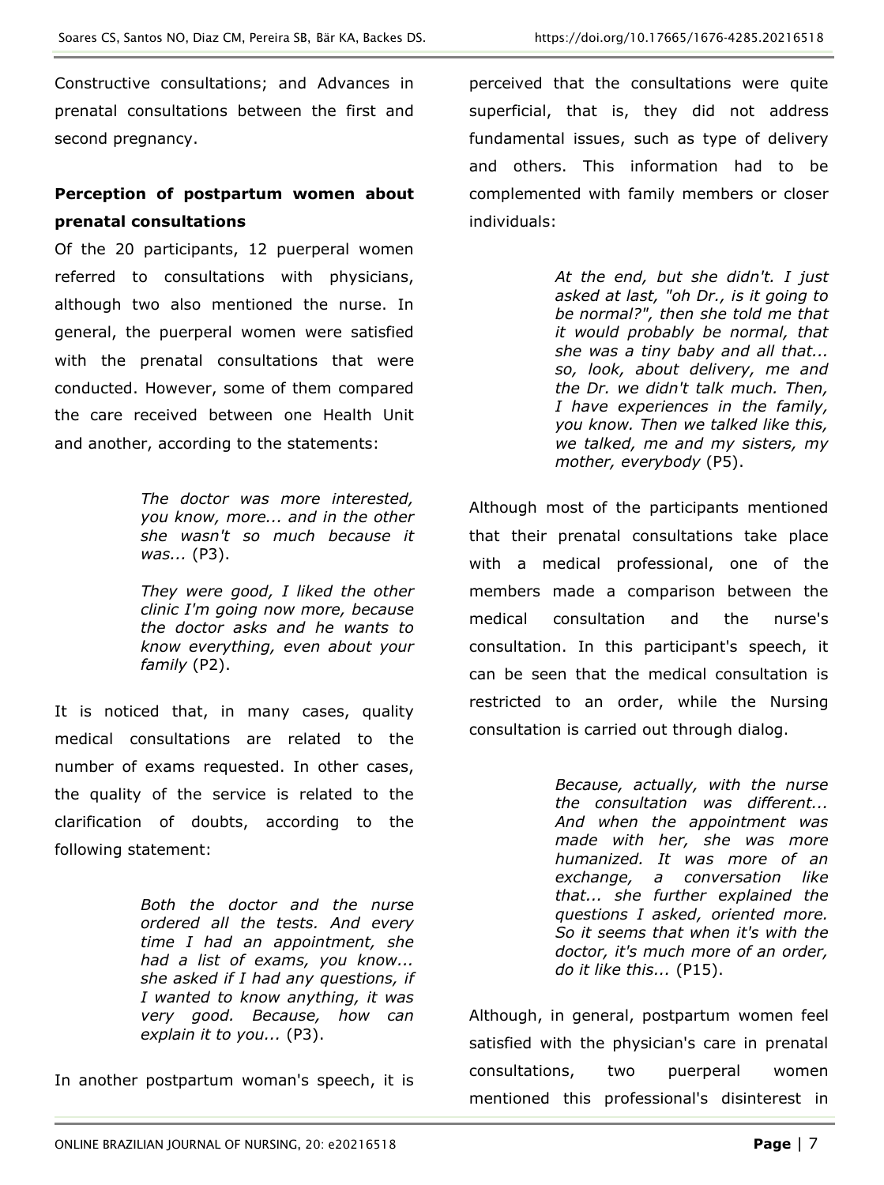Constructive consultations; and Advances in prenatal consultations between the first and second pregnancy.

**Perception of postpartum women about prenatal consultations**

Of the 20 participants, 12 puerperal women referred to consultations with physicians, although two also mentioned the nurse. In general, the puerperal women were satisfied with the prenatal consultations that were conducted. However, some of them compared the care received between one Health Unit and another, according to the statements:

> *The doctor was more interested, you know, more... and in the other she wasn't so much because it was...* (P3).

> *They were good, I liked the other clinic I'm going now more, because the doctor asks and he wants to know everything, even about your family* (P2).

It is noticed that, in many cases, quality medical consultations are related to the number of exams requested. In other cases, the quality of the service is related to the clarification of doubts, according to the following statement:

> *Both the doctor and the nurse ordered all the tests. And every time I had an appointment, she had a list of exams, you know... she asked if I had any questions, if I wanted to know anything, it was very good. Because, how can explain it to you...* (P3).

In another postpartum woman's speech, it is perceived that the consultations were quite superficial, that is, they did not address fundamental issues, such as type of delivery and others. This information had to be complemented with family members or closer individuals:

> *At the end, but she didn't. I just asked at last, "oh Dr., is it going to be normal?", then she told me that it would probably be normal, that she was a tiny baby and all that... so, look, about delivery, me and the Dr. we didn't talk much. Then, I have experiences in the family, you know. Then we talked like this, we talked, me and my sisters, my mother, everybody* (P5).

Although most of the participants mentioned that their prenatal consultations take place with a medical professional, one of the members made a comparison between the medical consultation and the nurse's consultation. In this participant's speech, it can be seen that the medical consultation is restricted to an order, while the Nursing consultation is carried out through dialog.

> *Because, actually, with the nurse the consultation was different... And when the appointment was made with her, she was more humanized. It was more of an exchange, a conversation like that... she further explained the questions I asked, oriented more. So it seems that when it's with the doctor, it's much more of an order, do it like this...* (P15).

Although, in general, postpartum women feel satisfied with the physician's care in prenatal consultations, two puerperal women mentioned this professional's disinterest in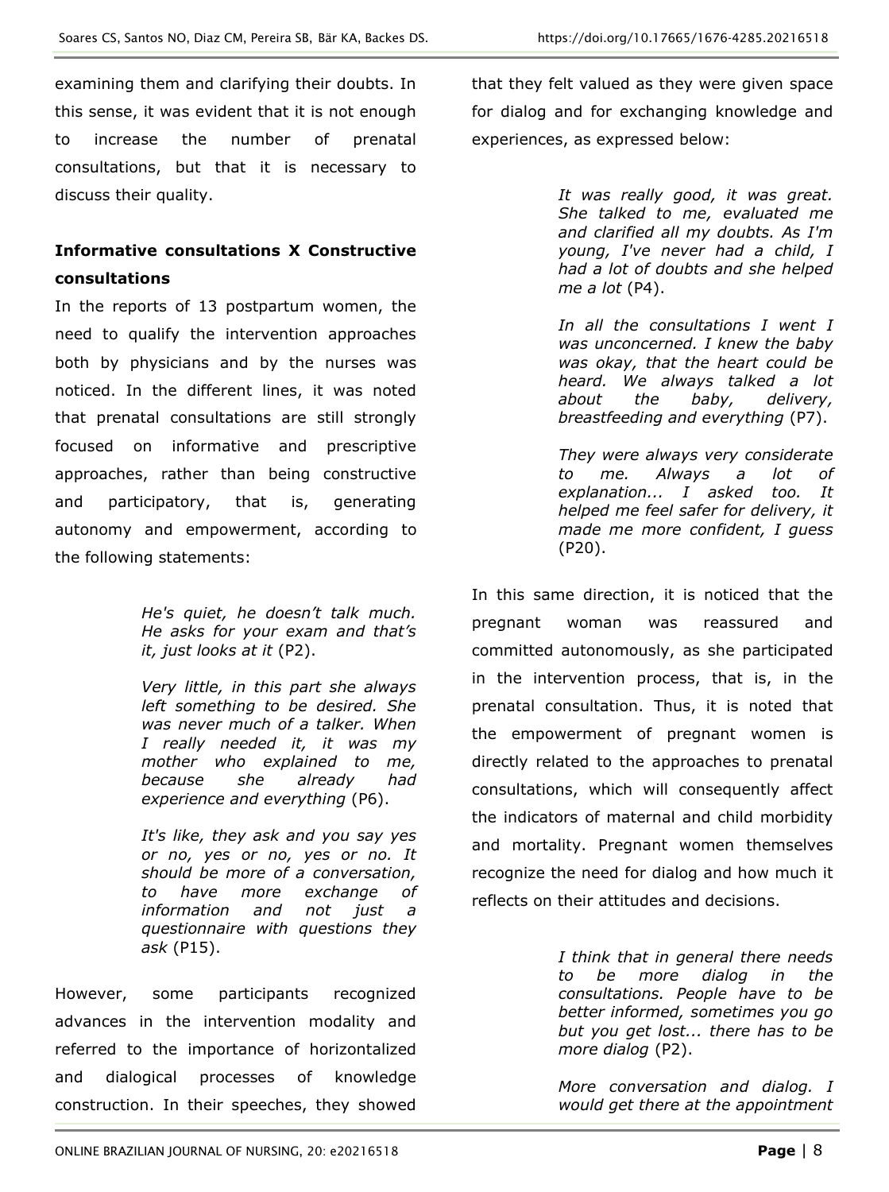examining them and clarifying their doubts. In this sense, it was evident that it is not enough to increase the number of prenatal consultations, but that it is necessary to discuss their quality.

**Informative consultations X Constructive consultations**

In the reports of 13 postpartum women, the need to qualify the intervention approaches both by physicians and by the nurses was noticed. In the different lines, it was noted that prenatal consultations are still strongly focused on informative and prescriptive approaches, rather than being constructive and participatory, that is, generating autonomy and empowerment, according to the following statements:

> *He's quiet, he doesn't talk much. He asks for your exam and that's it, just looks at it* (P2).

> *Very little, in this part she always left something to be desired. She was never much of a talker. When I really needed it, it was my mother who explained to me, because she already had experience and everything* (P6).

> *It's like, they ask and you say yes or no, yes or no, yes or no. It should be more of a conversation, to have more exchange of information and not just a questionnaire with questions they ask* (P15).

However, some participants recognized advances in the intervention modality and referred to the importance of horizontalized and dialogical processes of knowledge construction. In their speeches, they showed that they felt valued as they were given space for dialog and for exchanging knowledge and experiences, as expressed below:

> *It was really good, it was great. She talked to me, evaluated me and clarified all my doubts. As I'm young, I've never had a child, I had a lot of doubts and she helped me a lot* (P4).

> *In all the consultations I went I was unconcerned. I knew the baby was okay, that the heart could be heard. We always talked a lot about the baby, delivery, breastfeeding and everything* (P7).

> *They were always very considerate to me. Always a lot of explanation... I asked too. It helped me feel safer for delivery, it made me more confident, I guess* (P20).

In this same direction, it is noticed that the pregnant woman was reassured and committed autonomously, as she participated in the intervention process, that is, in the prenatal consultation. Thus, it is noted that the empowerment of pregnant women is directly related to the approaches to prenatal consultations, which will consequently affect the indicators of maternal and child morbidity and mortality. Pregnant women themselves recognize the need for dialog and how much it reflects on their attitudes and decisions.

> *I think that in general there needs to be more dialog in the consultations. People have to be better informed, sometimes you go but you get lost... there has to be more dialog* (P2).

> *More conversation and dialog. I would get there at the appointment*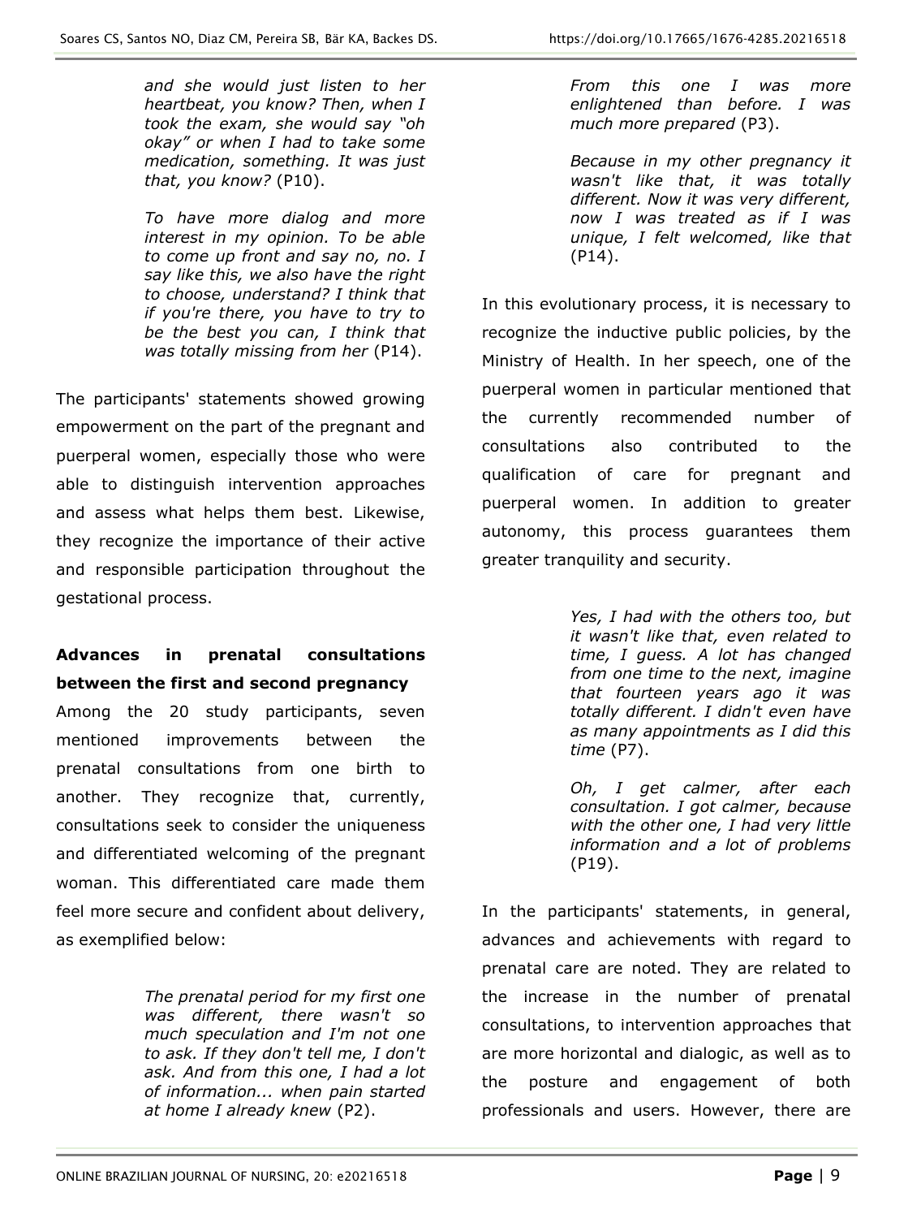*and she would just listen to her heartbeat, you know? Then, when I took the exam, she would say "oh okay" or when I had to take some medication, something. It was just that, you know?* (P10).

*To have more dialog and more interest in my opinion. To be able to come up front and say no, no. I say like this, we also have the right to choose, understand? I think that if you're there, you have to try to be the best you can, I think that was totally missing from her* (P14).

The participants' statements showed growing empowerment on the part of the pregnant and puerperal women, especially those who were able to distinguish intervention approaches and assess what helps them best. Likewise, they recognize the importance of their active and responsible participation throughout the gestational process.

**Advances in prenatal consultations between the first and second pregnancy**

Among the 20 study participants, seven mentioned improvements between the prenatal consultations from one birth to another. They recognize that, currently, consultations seek to consider the uniqueness and differentiated welcoming of the pregnant woman. This differentiated care made them feel more secure and confident about delivery, as exemplified below:

*The prenatal period for my first one was different, there wasn't so much speculation and I'm not one to ask. If they don't tell me, I don't ask. And from this one, I had a lot of information... when pain started at home I already knew* (P2).

*From this one I was more enlightened than before. I was much more prepared* (P3).

*Because in my other pregnancy it wasn't like that, it was totally different. Now it was very different, now I was treated as if I was unique, I felt welcomed, like that* (P14).

In this evolutionary process, it is necessary to recognize the inductive public policies, by the Ministry of Health. In her speech, one of the puerperal women in particular mentioned that the currently recommended number of consultations also contributed to the qualification of care for pregnant and puerperal women. In addition to greater autonomy, this process guarantees them greater tranquility and security.

*Yes, I had with the others too, but it wasn't like that, even related to time, I guess. A lot has changed from one time to the next, imagine that fourteen years ago it was totally different. I didn't even have as many appointments as I did this time* (P7).

*Oh, I get calmer, after each consultation. I got calmer, because with the other one, I had very little information and a lot of problems* (P19).

In the participants' statements, in general, advances and achievements with regard to prenatal care are noted. They are related to the increase in the number of prenatal consultations, to intervention approaches that are more horizontal and dialogic, as well as to the posture and engagement of both professionals and users. However, there are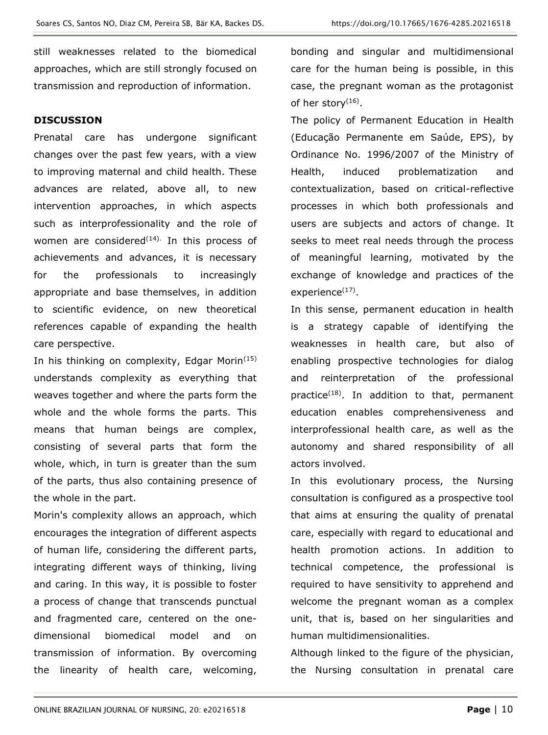still weaknesses related to the biomedical approaches, which are still strongly focused on transmission and reproduction of information.

## DISCUSSION

Prenatal care has undergone significant changes over the past few years, with a view to improving maternal and child health. These advances are related, above all, to new intervention approaches, in which aspects such as interprofessionality and the role of women are considered[14]. In this process of achievements and advances, it is necessary for the professionals to increasingly appropriate and base themselves, in addition to scientific evidence, on new theoretical references capable of expanding the health care perspective.

In his thinking on complexity, Edgar Morin[15] understands complexity as everything that weaves together and where the parts form the whole and the whole forms the parts. This means that human beings are complex, consisting of several parts that form the whole, which, in turn is greater than the sum of the parts, thus also containing presence of the whole in the part.

Morin's complexity allows an approach, which encourages the integration of different aspects of human life, considering the different parts, integrating different ways of thinking, living and caring. In this way, it is possible to foster a process of change that transcends punctual and fragmented care, centered on the one-dimensional biomedical model and on transmission of information. By overcoming the linearity of health care, welcoming, bonding and singular and multidimensional care for the human being is possible, in this case, the pregnant woman as the protagonist of her story[16].

The policy of Permanent Education in Health (Educação Permanente em Saúde, EPS), by Ordinance No. 1996/2007 of the Ministry of Health, induced problematization and contextualization, based on critical-reflective processes in which both professionals and users are subjects and actors of change. It seeks to meet real needs through the process of meaningful learning, motivated by the exchange of knowledge and practices of the experience[17].

In this sense, permanent education in health is a strategy capable of identifying the weaknesses in health care, but also of enabling prospective technologies for dialog and reinterpretation of the professional practice[18]. In addition to that, permanent education enables comprehensiveness and interprofessional health care, as well as the autonomy and shared responsibility of all actors involved.

In this evolutionary process, the Nursing consultation is configured as a prospective tool that aims at ensuring the quality of prenatal care, especially with regard to educational and health promotion actions. In addition to technical competence, the professional is required to have sensitivity to apprehend and welcome the pregnant woman as a complex unit, that is, based on her singularities and human multidimensionalities.

Although linked to the figure of the physician, the Nursing consultation in prenatal care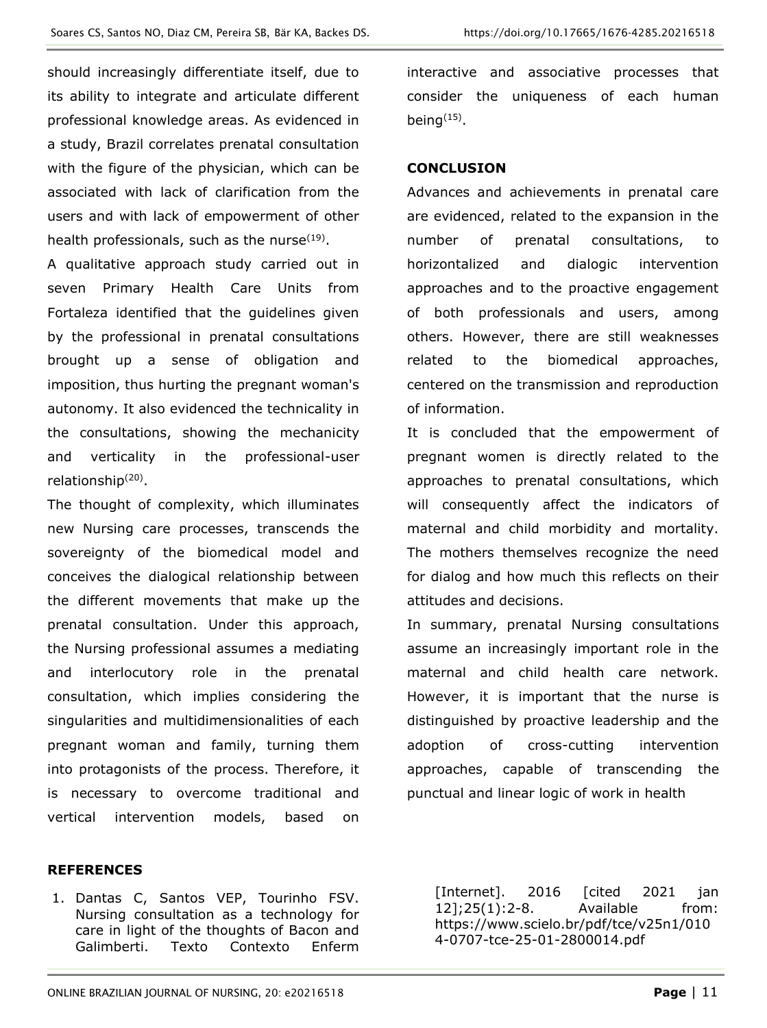should increasingly differentiate itself, due to its ability to integrate and articulate different professional knowledge areas. As evidenced in a study, Brazil correlates prenatal consultation with the figure of the physician, which can be associated with lack of clarification from the users and with lack of empowerment of other health professionals, such as the nurse[19].

A qualitative approach study carried out in seven Primary Health Care Units from Fortaleza identified that the guidelines given by the professional in prenatal consultations brought up a sense of obligation and imposition, thus hurting the pregnant woman's autonomy. It also evidenced the technicality in the consultations, showing the mechanicity and verticality in the professional-user relationship[20].

The thought of complexity, which illuminates new Nursing care processes, transcends the sovereignty of the biomedical model and conceives the dialogical relationship between the different movements that make up the prenatal consultation. Under this approach, the Nursing professional assumes a mediating and interlocutory role in the prenatal consultation, which implies considering the singularities and multidimensionalities of each pregnant woman and family, turning them into protagonists of the process. Therefore, it is necessary to overcome traditional and vertical intervention models, based on interactive and associative processes that consider the uniqueness of each human being[15].

## CONCLUSION

Advances and achievements in prenatal care are evidenced, related to the expansion in the number of prenatal consultations, to horizontalized and dialogic intervention approaches and to the proactive engagement of both professionals and users, among others. However, there are still weaknesses related to the biomedical approaches, centered on the transmission and reproduction of information.

It is concluded that the empowerment of pregnant women is directly related to the approaches to prenatal consultations, which will consequently affect the indicators of maternal and child morbidity and mortality. The mothers themselves recognize the need for dialog and how much this reflects on their attitudes and decisions.

In summary, prenatal Nursing consultations assume an increasingly important role in the maternal and child health care network. However, it is important that the nurse is distinguished by proactive leadership and the adoption of cross-cutting intervention approaches, capable of transcending the punctual and linear logic of work in health

## REFERENCES

1. Dantas C, Santos VEP, Tourinho FSV. Nursing consultation as a technology for care in light of the thoughts of Bacon and Galimberti. Texto Contexto Enferm [Internet]. 2016 [cited 2021 jan 12];25(1):2-8. Available from: https://www.scielo.br/pdf/tce/v25n1/0104-0707-tce-25-01-2800014.pdf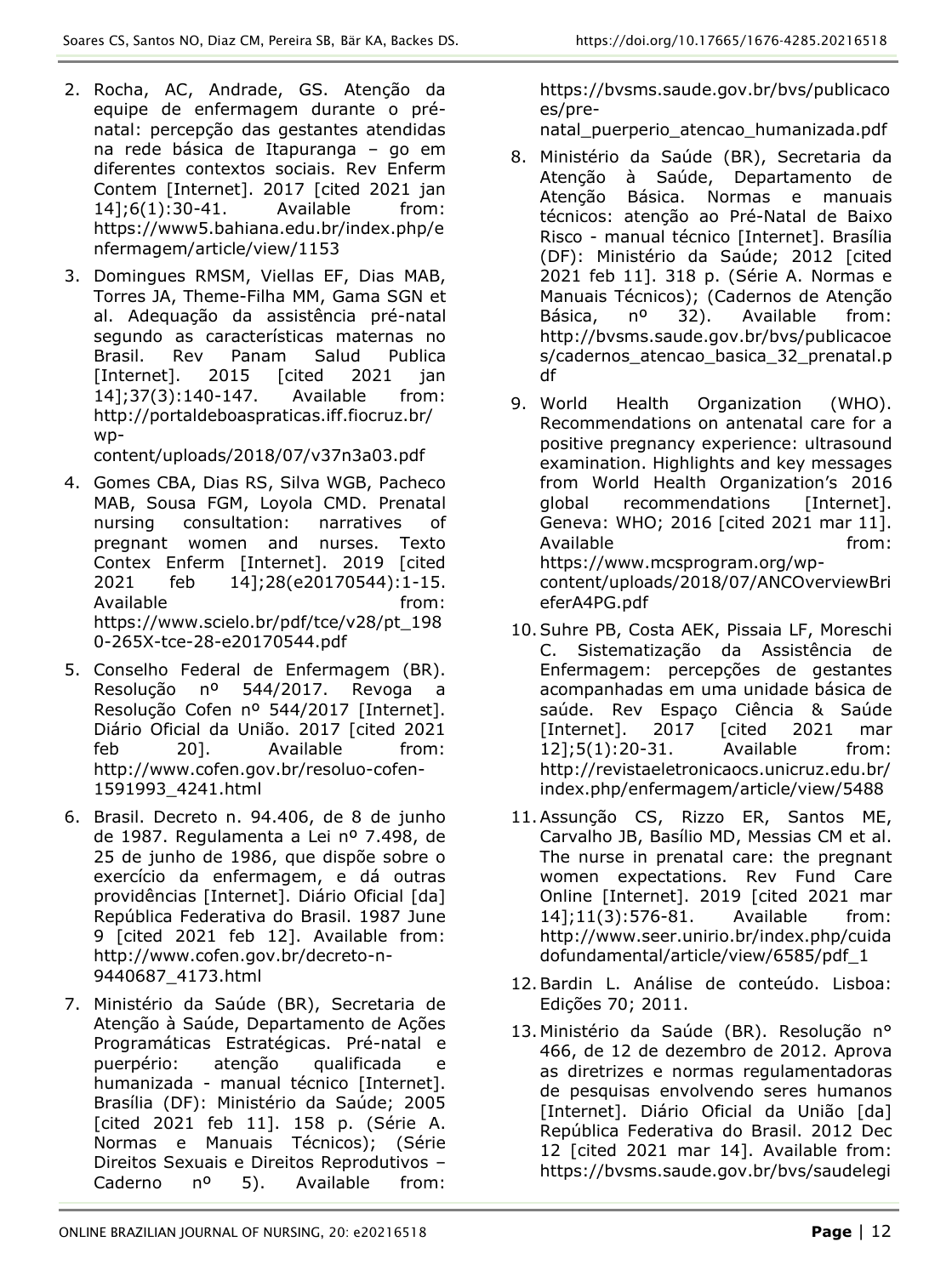2. Rocha, AC, Andrade, GS. Atenção da equipe de enfermagem durante o pré-natal: percepção das gestantes atendidas na rede básica de Itapuranga – go em diferentes contextos sociais. Rev Enferm Contem [Internet]. 2017 [cited 2021 jan 14];6(1):30-41. Available from: https://www5.bahiana.edu.br/index.php/enfermagem/article/view/1153

3. Domingues RMSM, Viellas EF, Dias MAB, Torres JA, Theme-Filha MM, Gama SGN et al. Adequação da assistência pré-natal segundo as características maternas no Brasil. Rev Panam Salud Publica [Internet]. 2015 [cited 2021 jan 14];37(3):140-147. Available from: http://portaldeboaspraticas.iff.fiocruz.br/wp-content/uploads/2018/07/v37n3a03.pdf

4. Gomes CBA, Dias RS, Silva WGB, Pacheco MAB, Sousa FGM, Loyola CMD. Prenatal nursing consultation: narratives of pregnant women and nurses. Texto Contex Enferm [Internet]. 2019 [cited 2021 feb 14];28(e20170544):1-15. Available from: https://www.scielo.br/pdf/tce/v28/pt_1980-265X-tce-28-e20170544.pdf

5. Conselho Federal de Enfermagem (BR). Resolução nº 544/2017. Revoga a Resolução Cofen nº 544/2017 [Internet]. Diário Oficial da União. 2017 [cited 2021 feb 20]. Available from: http://www.cofen.gov.br/resoluo-cofen-1591993_4241.html

6. Brasil. Decreto n. 94.406, de 8 de junho de 1987. Regulamenta a Lei nº 7.498, de 25 de junho de 1986, que dispõe sobre o exercício da enfermagem, e dá outras providências [Internet]. Diário Oficial [da] República Federativa do Brasil. 1987 June 9 [cited 2021 feb 12]. Available from: http://www.cofen.gov.br/decreto-n-9440687_4173.html

7. Ministério da Saúde (BR), Secretaria de Atenção à Saúde, Departamento de Ações Programáticas Estratégicas. Pré-natal e puerpério: atenção qualificada e humanizada - manual técnico [Internet]. Brasília (DF): Ministério da Saúde; 2005 [cited 2021 feb 11]. 158 p. (Série A. Normas e Manuais Técnicos); (Série Direitos Sexuais e Direitos Reprodutivos – Caderno nº 5). Available from: https://bvsms.saude.gov.br/bvs/publicacoes/pre-natal_puerperio_atencao_humanizada.pdf

8. Ministério da Saúde (BR), Secretaria da Atenção à Saúde, Departamento de Atenção Básica. Normas e manuais técnicos: atenção ao Pré-Natal de Baixo Risco - manual técnico [Internet]. Brasília (DF): Ministério da Saúde; 2012 [cited 2021 feb 11]. 318 p. (Série A. Normas e Manuais Técnicos); (Cadernos de Atenção Básica, nº 32). Available from: http://bvsms.saude.gov.br/bvs/publicacoes/cadernos_atencao_basica_32_prenatal.pdf

9. World Health Organization (WHO). Recommendations on antenatal care for a positive pregnancy experience: ultrasound examination. Highlights and key messages from World Health Organization's 2016 global recommendations [Internet]. Geneva: WHO; 2016 [cited 2021 mar 11]. Available from: https://www.mcsprogram.org/wp-content/uploads/2018/07/ANCOverviewBriefer A4PG.pdf

10. Suhre PB, Costa AEK, Pissaia LF, Moreschi C. Sistematização da Assistência de Enfermagem: percepções de gestantes acompanhadas em uma unidade básica de saúde. Rev Espaço Ciência & Saúde [Internet]. 2017 [cited 2021 mar 12];5(1):20-31. Available from: http://revistaeletronicaocs.unicruz.edu.br/index.php/enfermagem/article/view/5488

11. Assunção CS, Rizzo ER, Santos ME, Carvalho JB, Basílio MD, Messias CM et al. The nurse in prenatal care: the pregnant women expectations. Rev Fund Care Online [Internet]. 2019 [cited 2021 mar 14];11(3):576-81. Available from: http://www.seer.unirio.br/index.php/cuidadofundamental/article/view/6585/pdf_1

12. Bardin L. Análise de conteúdo. Lisboa: Edições 70; 2011.

13. Ministério da Saúde (BR). Resolução n° 466, de 12 de dezembro de 2012. Aprova as diretrizes e normas regulamentadoras de pesquisas envolvendo seres humanos [Internet]. Diário Oficial da União [da] República Federativa do Brasil. 2012 Dec 12 [cited 2021 mar 14]. Available from: https://bvsms.saude.gov.br/bvs/saudelegi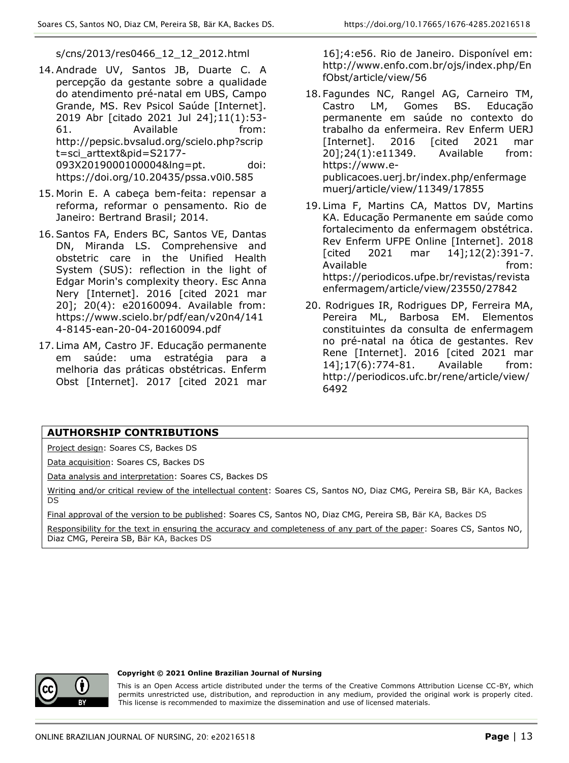s/cns/2013/res0466_12_12_2012.html

14. Andrade UV, Santos JB, Duarte C. A percepção da gestante sobre a qualidade do atendimento pré-natal em UBS, Campo Grande, MS. Rev Psicol Saúde [Internet]. 2019 Abr [citado 2021 Jul 24];11(1):53-61. Available from: http://pepsic.bvsalud.org/scielo.php?script=sci_arttext&pid=S2177-093X2019000100004&lng=pt. doi: https://doi.org/10.20435/pssa.v0i0.585

15. Morin E. A cabeça bem-feita: repensar a reforma, reformar o pensamento. Rio de Janeiro: Bertrand Brasil; 2014.

16. Santos FA, Enders BC, Santos VE, Dantas DN, Miranda LS. Comprehensive and obstetric care in the Unified Health System (SUS): reflection in the light of Edgar Morin's complexity theory. Esc Anna Nery [Internet]. 2016 [cited 2021 mar 20]; 20(4): e20160094. Available from: https://www.scielo.br/pdf/ean/v20n4/1414-8145-ean-20-04-20160094.pdf

17. Lima AM, Castro JF. Educação permanente em saúde: uma estratégia para a melhoria das práticas obstétricas. Enferm Obst [Internet]. 2017 [cited 2021 mar 16];4:e56. Rio de Janeiro. Disponível em: http://www.enfo.com.br/ojs/index.php/EnfObst/article/view/56

18. Fagundes NC, Rangel AG, Carneiro TM, Castro LM, Gomes BS. Educação permanente em saúde no contexto do trabalho da enfermeira. Rev Enferm UERJ [Internet]. 2016 [cited 2021 mar 20];24(1):e11349. Available from: https://www.e-publicacoes.uerj.br/index.php/enfermagemuerj/article/view/11349/17855

19. Lima F, Martins CA, Mattos DV, Martins KA. Educação Permanente em saúde como fortalecimento da enfermagem obstétrica. Rev Enferm UFPE Online [Internet]. 2018 [cited 2021 mar 14];12(2):391-7. Available from: https://periodicos.ufpe.br/revistas/revistaenfermagem/article/view/23550/27842

20. Rodrigues IR, Rodrigues DP, Ferreira MA, Pereira ML, Barbosa EM. Elementos constituintes da consulta de enfermagem no pré-natal na ótica de gestantes. Rev Rene [Internet]. 2016 [cited 2021 mar 14];17(6):774-81. Available from: http://periodicos.ufc.br/rene/article/view/6492

**AUTHORSHIP CONTRIBUTIONS**

Project design: Soares CS, Backes DS

Data acquisition: Soares CS, Backes DS

Data analysis and interpretation: Soares CS, Backes DS

Writing and/or critical review of the intellectual content: Soares CS, Santos NO, Diaz CMG, Pereira SB, Bär KA, Backes DS

Final approval of the version to be published: Soares CS, Santos NO, Diaz CMG, Pereira SB, Bär KA, Backes DS

Responsibility for the text in ensuring the accuracy and completeness of any part of the paper: Soares CS, Santos NO, Diaz CMG, Pereira SB, Bär KA, Backes DS

**Copyright © 2021 Online Brazilian Journal of Nursing**

This is an Open Access article distributed under the terms of the Creative Commons Attribution License CC-BY, which permits unrestricted use, distribution, and reproduction in any medium, provided the original work is properly cited. This license is recommended to maximize the dissemination and use of licensed materials.